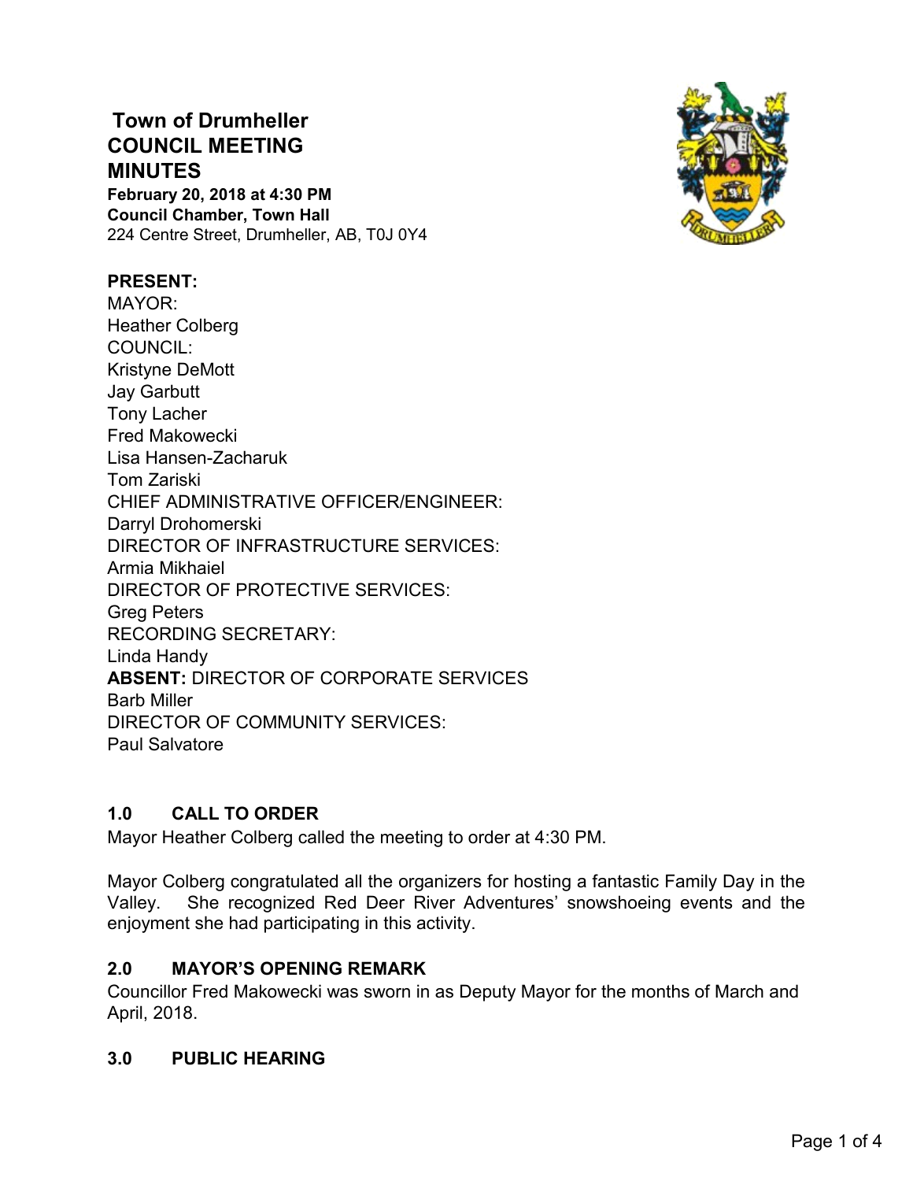# Town of Drumheller
# COUNCIL MEETING
# MINUTES

**February 20, 2018 at 4:30 PM**
**Council Chamber, Town Hall**
224 Centre Street, Drumheller, AB, T0J 0Y4

**PRESENT:**
MAYOR:
Heather Colberg
COUNCIL:
Kristyne DeMott
Jay Garbutt
Tony Lacher
Fred Makowecki
Lisa Hansen-Zacharuk
Tom Zariski
CHIEF ADMINISTRATIVE OFFICER/ENGINEER:
Darryl Drohomerski
DIRECTOR OF INFRASTRUCTURE SERVICES:
Armia Mikhaiel
DIRECTOR OF PROTECTIVE SERVICES:
Greg Peters
RECORDING SECRETARY:
Linda Handy
**ABSENT:** DIRECTOR OF CORPORATE SERVICES
Barb Miller
DIRECTOR OF COMMUNITY SERVICES:
Paul Salvatore

## 1.0 CALL TO ORDER

Mayor Heather Colberg called the meeting to order at 4:30 PM.

Mayor Colberg congratulated all the organizers for hosting a fantastic Family Day in the Valley. She recognized Red Deer River Adventures' snowshoeing events and the enjoyment she had participating in this activity.

## 2.0 MAYOR'S OPENING REMARK

Councillor Fred Makowecki was sworn in as Deputy Mayor for the months of March and April, 2018.

## 3.0 PUBLIC HEARING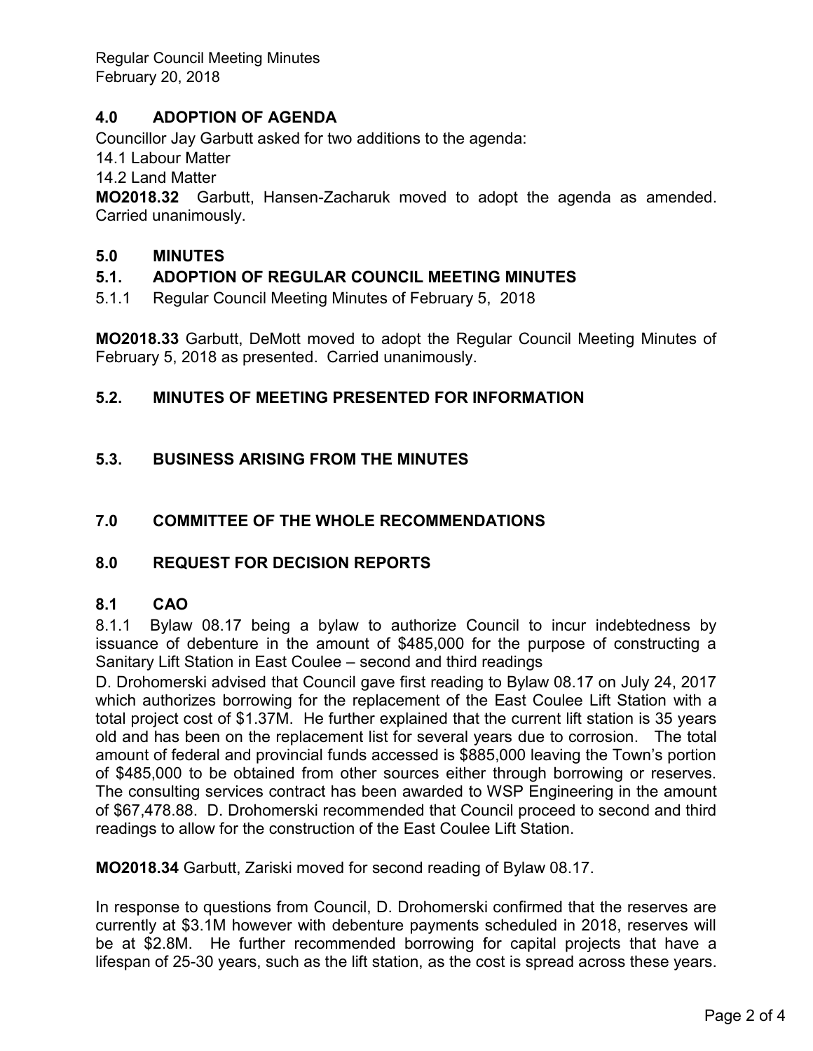## 4.0 ADOPTION OF AGENDA

Councillor Jay Garbutt asked for two additions to the agenda:

14.1 Labour Matter

14.2 Land Matter

**MO2018.32** Garbutt, Hansen-Zacharuk moved to adopt the agenda as amended. Carried unanimously.

## 5.0 MINUTES

### 5.1. ADOPTION OF REGULAR COUNCIL MEETING MINUTES

5.1.1 Regular Council Meeting Minutes of February 5, 2018

**MO2018.33** Garbutt, DeMott moved to adopt the Regular Council Meeting Minutes of February 5, 2018 as presented. Carried unanimously.

### 5.2. MINUTES OF MEETING PRESENTED FOR INFORMATION

### 5.3. BUSINESS ARISING FROM THE MINUTES

## 7.0 COMMITTEE OF THE WHOLE RECOMMENDATIONS

## 8.0 REQUEST FOR DECISION REPORTS

### 8.1 CAO

8.1.1 Bylaw 08.17 being a bylaw to authorize Council to incur indebtedness by issuance of debenture in the amount of $485,000 for the purpose of constructing a Sanitary Lift Station in East Coulee – second and third readings

D. Drohomerski advised that Council gave first reading to Bylaw 08.17 on July 24, 2017 which authorizes borrowing for the replacement of the East Coulee Lift Station with a total project cost of $1.37M. He further explained that the current lift station is 35 years old and has been on the replacement list for several years due to corrosion. The total amount of federal and provincial funds accessed is $885,000 leaving the Town's portion of $485,000 to be obtained from other sources either through borrowing or reserves. The consulting services contract has been awarded to WSP Engineering in the amount of $67,478.88. D. Drohomerski recommended that Council proceed to second and third readings to allow for the construction of the East Coulee Lift Station.

**MO2018.34** Garbutt, Zariski moved for second reading of Bylaw 08.17.

In response to questions from Council, D. Drohomerski confirmed that the reserves are currently at $3.1M however with debenture payments scheduled in 2018, reserves will be at $2.8M. He further recommended borrowing for capital projects that have a lifespan of 25-30 years, such as the lift station, as the cost is spread across these years.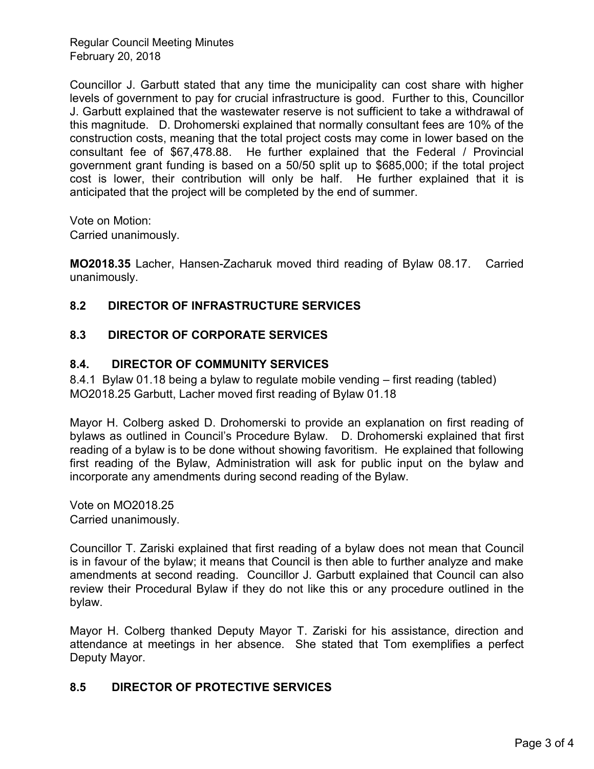Councillor J. Garbutt stated that any time the municipality can cost share with higher levels of government to pay for crucial infrastructure is good. Further to this, Councillor J. Garbutt explained that the wastewater reserve is not sufficient to take a withdrawal of this magnitude. D. Drohomerski explained that normally consultant fees are 10% of the construction costs, meaning that the total project costs may come in lower based on the consultant fee of $67,478.88. He further explained that the Federal / Provincial government grant funding is based on a 50/50 split up to $685,000; if the total project cost is lower, their contribution will only be half. He further explained that it is anticipated that the project will be completed by the end of summer.

Vote on Motion:
Carried unanimously.

**MO2018.35** Lacher, Hansen-Zacharuk moved third reading of Bylaw 08.17. Carried unanimously.

## 8.2 DIRECTOR OF INFRASTRUCTURE SERVICES

## 8.3 DIRECTOR OF CORPORATE SERVICES

## 8.4. DIRECTOR OF COMMUNITY SERVICES

8.4.1 Bylaw 01.18 being a bylaw to regulate mobile vending – first reading (tabled)
MO2018.25 Garbutt, Lacher moved first reading of Bylaw 01.18

Mayor H. Colberg asked D. Drohomerski to provide an explanation on first reading of bylaws as outlined in Council's Procedure Bylaw. D. Drohomerski explained that first reading of a bylaw is to be done without showing favoritism. He explained that following first reading of the Bylaw, Administration will ask for public input on the bylaw and incorporate any amendments during second reading of the Bylaw.

Vote on MO2018.25
Carried unanimously.

Councillor T. Zariski explained that first reading of a bylaw does not mean that Council is in favour of the bylaw; it means that Council is then able to further analyze and make amendments at second reading. Councillor J. Garbutt explained that Council can also review their Procedural Bylaw if they do not like this or any procedure outlined in the bylaw.

Mayor H. Colberg thanked Deputy Mayor T. Zariski for his assistance, direction and attendance at meetings in her absence. She stated that Tom exemplifies a perfect Deputy Mayor.

## 8.5 DIRECTOR OF PROTECTIVE SERVICES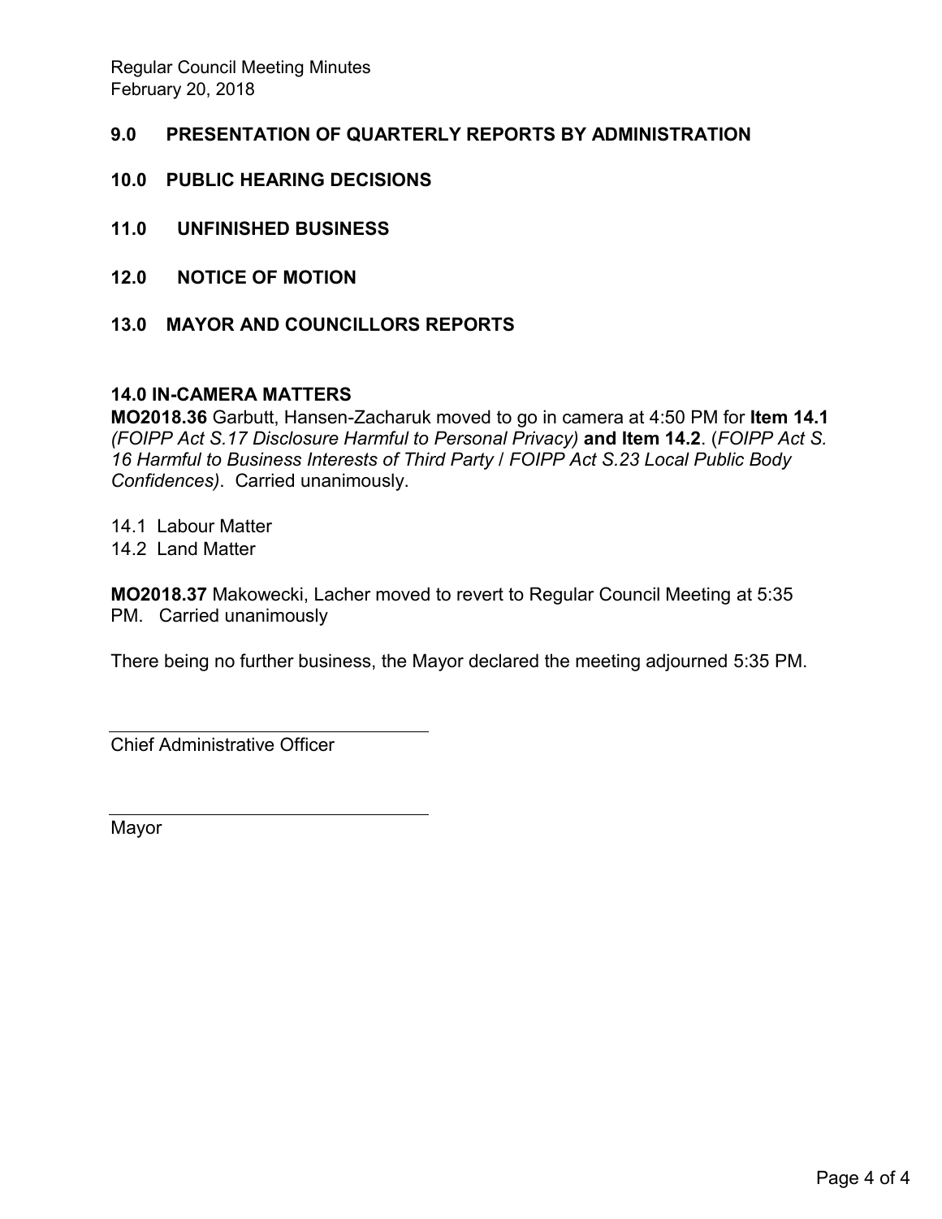## 9.0 PRESENTATION OF QUARTERLY REPORTS BY ADMINISTRATION

## 10.0 PUBLIC HEARING DECISIONS

## 11.0 UNFINISHED BUSINESS

## 12.0 NOTICE OF MOTION

## 13.0 MAYOR AND COUNCILLORS REPORTS

## 14.0 IN-CAMERA MATTERS

**MO2018.36** Garbutt, Hansen-Zacharuk moved to go in camera at 4:50 PM for **Item 14.1** *(FOIPP Act S.17 Disclosure Harmful to Personal Privacy)* **and Item 14.2**. (*FOIPP Act S. 16 Harmful to Business Interests of Third Party / FOIPP Act S.23 Local Public Body Confidences)*. Carried unanimously.

14.1 Labour Matter
14.2 Land Matter

**MO2018.37** Makowecki, Lacher moved to revert to Regular Council Meeting at 5:35 PM. Carried unanimously

There being no further business, the Mayor declared the meeting adjourned 5:35 PM.

Chief Administrative Officer

Mayor